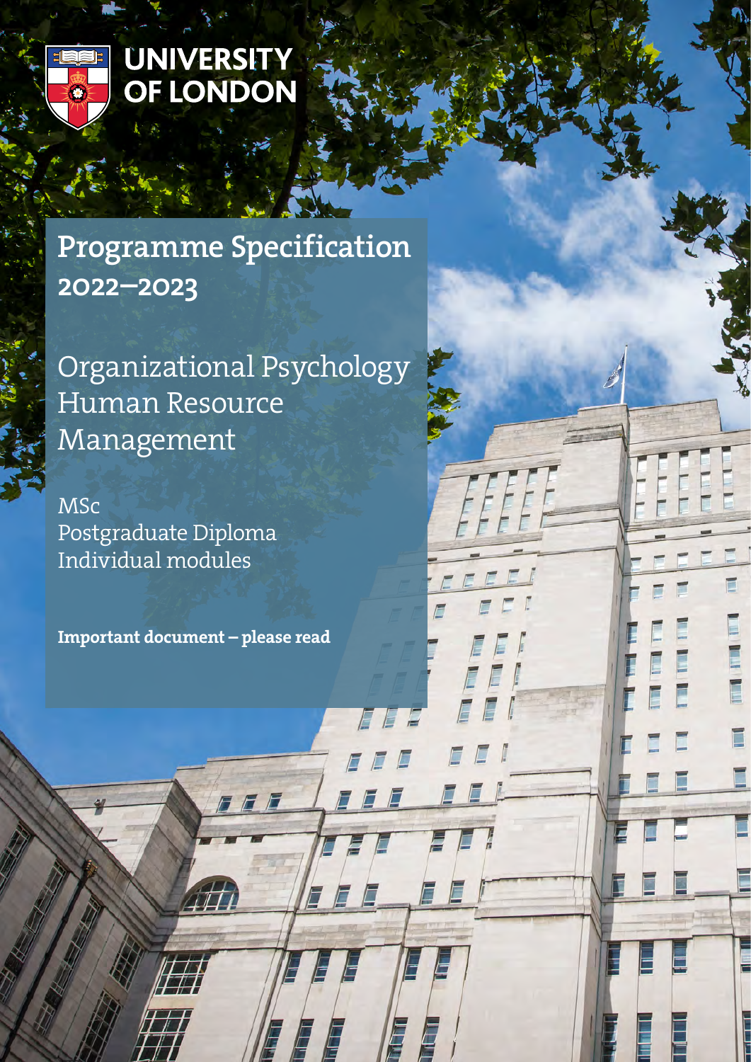UNIVERSITY OF LONDON

# Programme Specification 2022–2023

## Organizational Psychology
## Human Resource Management

MSc
Postgraduate Diploma
Individual modules

**Important document – please read**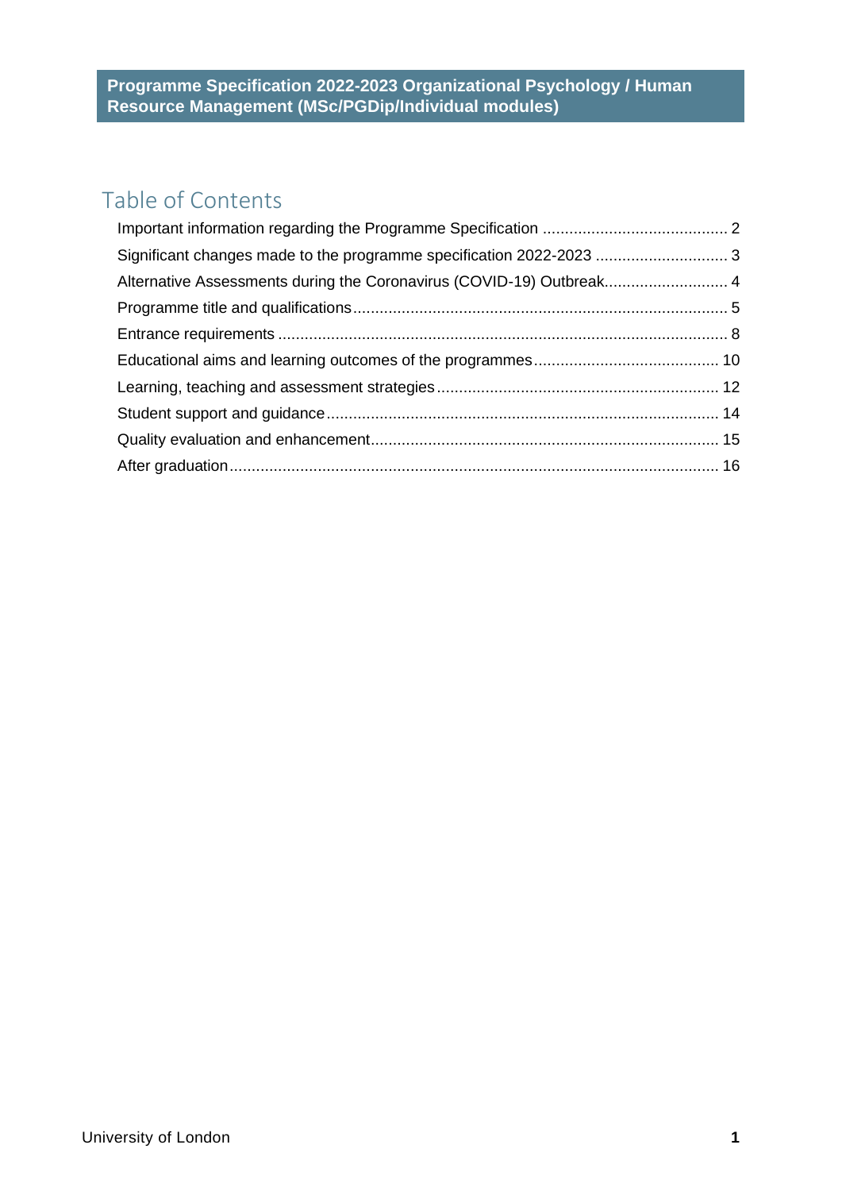# Programme Specification 2022-2023 Organizational Psychology / Human Resource Management (MSc/PGDip/Individual modules)

## Table of Contents

- Important information regarding the Programme Specification .......................................... 2
- Significant changes made to the programme specification 2022-2023 .............................. 3
- Alternative Assessments during the Coronavirus (COVID-19) Outbreak............................ 4
- Programme title and qualifications.................................................................................... 5
- Entrance requirements ..................................................................................................... 8
- Educational aims and learning outcomes of the programmes.......................................... 10
- Learning, teaching and assessment strategies................................................................ 12
- Student support and guidance......................................................................................... 14
- Quality evaluation and enhancement............................................................................... 15
- After graduation............................................................................................................... 16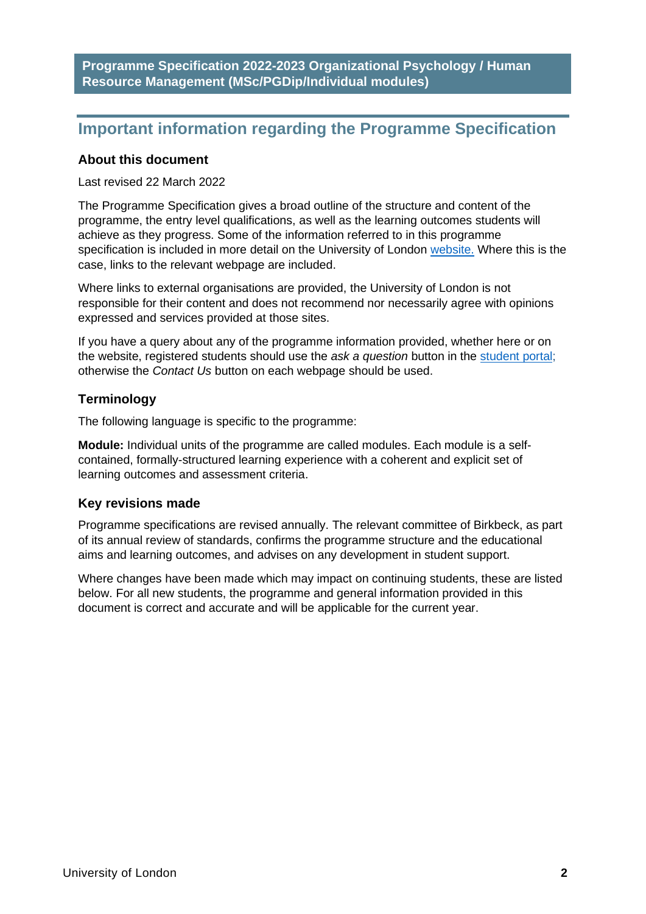**Programme Specification 2022-2023 Organizational Psychology / Human Resource Management (MSc/PGDip/Individual modules)**

## Important information regarding the Programme Specification

### About this document

Last revised 22 March 2022

The Programme Specification gives a broad outline of the structure and content of the programme, the entry level qualifications, as well as the learning outcomes students will achieve as they progress. Some of the information referred to in this programme specification is included in more detail on the University of London website. Where this is the case, links to the relevant webpage are included.

Where links to external organisations are provided, the University of London is not responsible for their content and does not recommend nor necessarily agree with opinions expressed and services provided at those sites.

If you have a query about any of the programme information provided, whether here or on the website, registered students should use the *ask a question* button in the student portal; otherwise the *Contact Us* button on each webpage should be used.

### Terminology

The following language is specific to the programme:

**Module:** Individual units of the programme are called modules. Each module is a self-contained, formally-structured learning experience with a coherent and explicit set of learning outcomes and assessment criteria.

### Key revisions made

Programme specifications are revised annually. The relevant committee of Birkbeck, as part of its annual review of standards, confirms the programme structure and the educational aims and learning outcomes, and advises on any development in student support.

Where changes have been made which may impact on continuing students, these are listed below. For all new students, the programme and general information provided in this document is correct and accurate and will be applicable for the current year.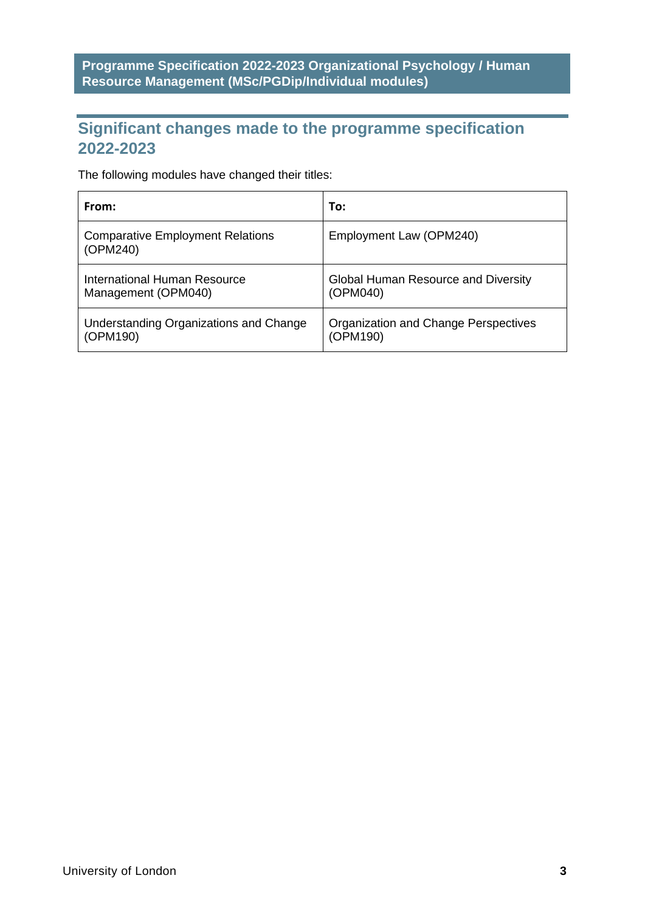## Significant changes made to the programme specification 2022-2023

The following modules have changed their titles:

| From: | To: |
|---|---|
| Comparative Employment Relations (OPM240) | Employment Law (OPM240) |
| International Human Resource Management (OPM040) | Global Human Resource and Diversity (OPM040) |
| Understanding Organizations and Change (OPM190) | Organization and Change Perspectives (OPM190) |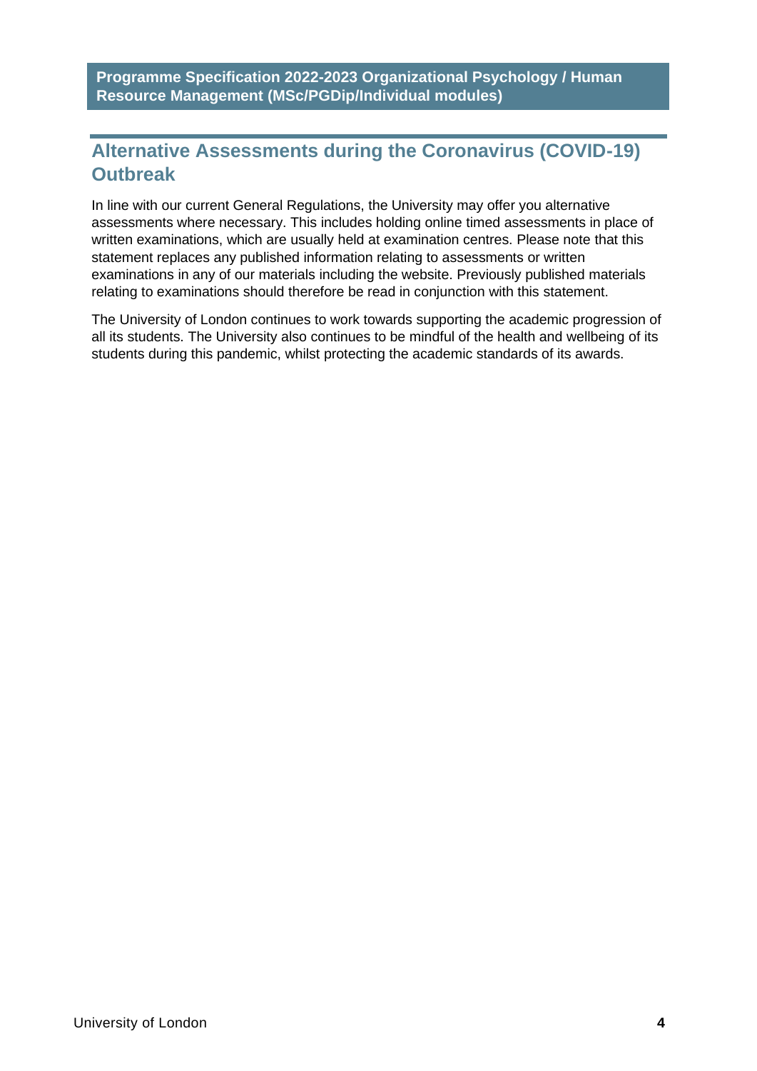## Alternative Assessments during the Coronavirus (COVID-19) Outbreak

In line with our current General Regulations, the University may offer you alternative assessments where necessary. This includes holding online timed assessments in place of written examinations, which are usually held at examination centres. Please note that this statement replaces any published information relating to assessments or written examinations in any of our materials including the website. Previously published materials relating to examinations should therefore be read in conjunction with this statement.

The University of London continues to work towards supporting the academic progression of all its students. The University also continues to be mindful of the health and wellbeing of its students during this pandemic, whilst protecting the academic standards of its awards.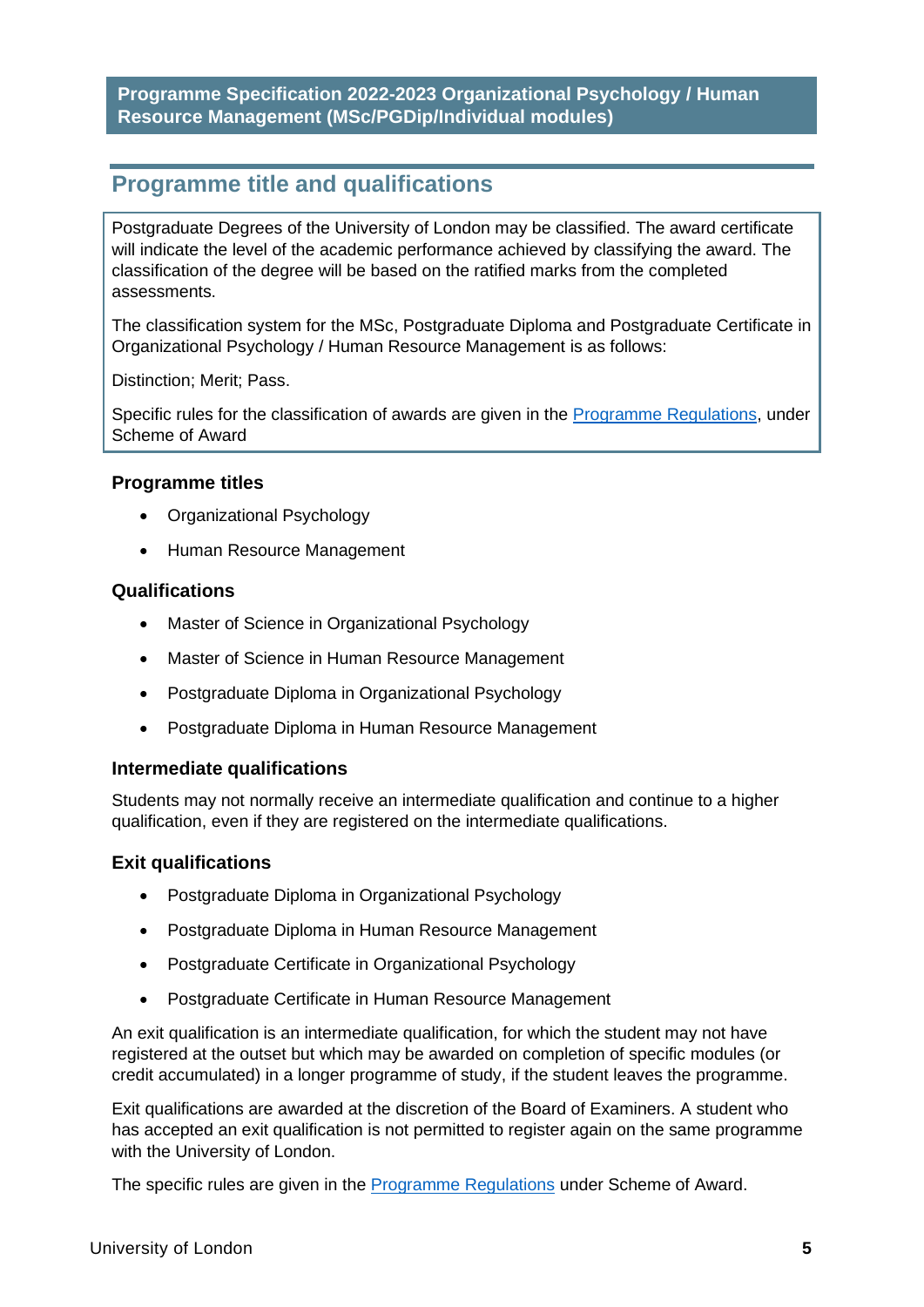## Programme title and qualifications

Postgraduate Degrees of the University of London may be classified. The award certificate will indicate the level of the academic performance achieved by classifying the award. The classification of the degree will be based on the ratified marks from the completed assessments.

The classification system for the MSc, Postgraduate Diploma and Postgraduate Certificate in Organizational Psychology / Human Resource Management is as follows:

Distinction; Merit; Pass.

Specific rules for the classification of awards are given in the [Programme Regulations](), under Scheme of Award

### Programme titles

- Organizational Psychology
- Human Resource Management

### Qualifications

- Master of Science in Organizational Psychology
- Master of Science in Human Resource Management
- Postgraduate Diploma in Organizational Psychology
- Postgraduate Diploma in Human Resource Management

### Intermediate qualifications

Students may not normally receive an intermediate qualification and continue to a higher qualification, even if they are registered on the intermediate qualifications.

### Exit qualifications

- Postgraduate Diploma in Organizational Psychology
- Postgraduate Diploma in Human Resource Management
- Postgraduate Certificate in Organizational Psychology
- Postgraduate Certificate in Human Resource Management

An exit qualification is an intermediate qualification, for which the student may not have registered at the outset but which may be awarded on completion of specific modules (or credit accumulated) in a longer programme of study, if the student leaves the programme.

Exit qualifications are awarded at the discretion of the Board of Examiners. A student who has accepted an exit qualification is not permitted to register again on the same programme with the University of London.

The specific rules are given in the [Programme Regulations]() under Scheme of Award.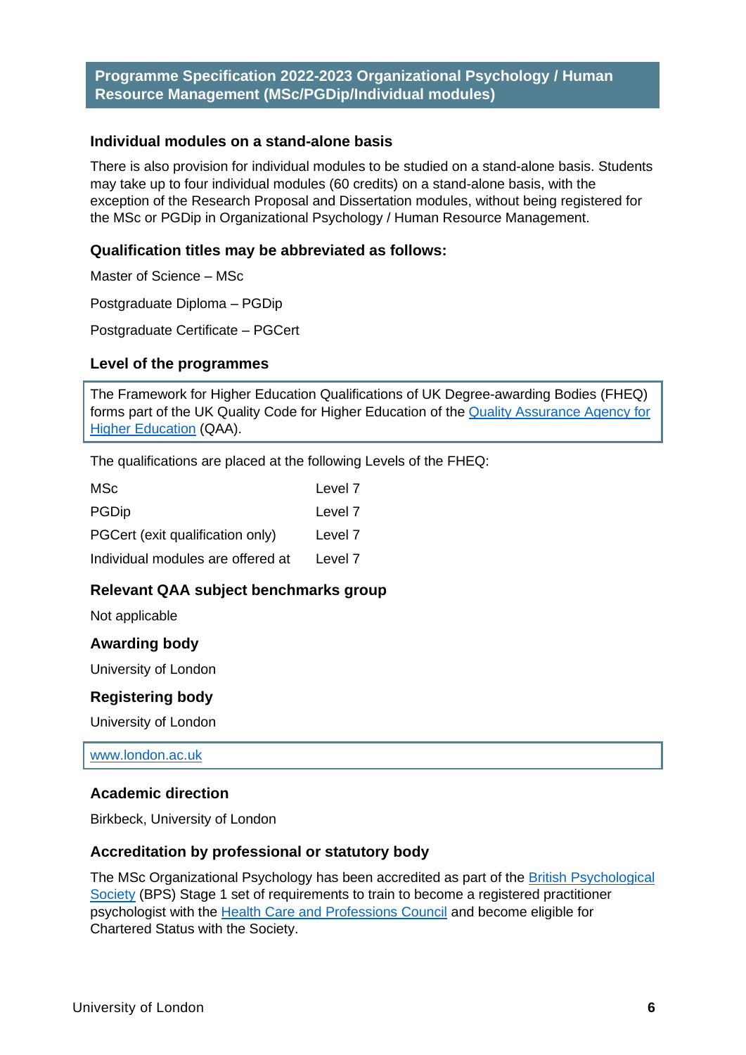## Individual modules on a stand-alone basis

There is also provision for individual modules to be studied on a stand-alone basis. Students may take up to four individual modules (60 credits) on a stand-alone basis, with the exception of the Research Proposal and Dissertation modules, without being registered for the MSc or PGDip in Organizational Psychology / Human Resource Management.

## Qualification titles may be abbreviated as follows:

Master of Science – MSc

Postgraduate Diploma – PGDip

Postgraduate Certificate – PGCert

## Level of the programmes

The Framework for Higher Education Qualifications of UK Degree-awarding Bodies (FHEQ) forms part of the UK Quality Code for Higher Education of the Quality Assurance Agency for Higher Education (QAA).

The qualifications are placed at the following Levels of the FHEQ:

| | |
|---|---|
| MSc | Level 7 |
| PGDip | Level 7 |
| PGCert (exit qualification only) | Level 7 |
| Individual modules are offered at | Level 7 |

## Relevant QAA subject benchmarks group

Not applicable

## Awarding body

University of London

## Registering body

University of London

www.london.ac.uk

## Academic direction

Birkbeck, University of London

## Accreditation by professional or statutory body

The MSc Organizational Psychology has been accredited as part of the British Psychological Society (BPS) Stage 1 set of requirements to train to become a registered practitioner psychologist with the Health Care and Professions Council and become eligible for Chartered Status with the Society.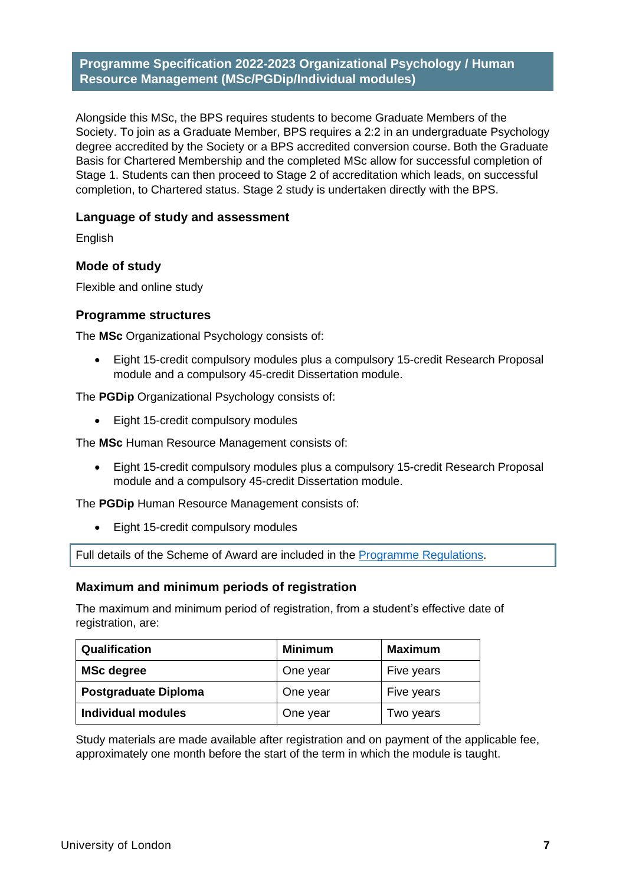**Programme Specification 2022-2023 Organizational Psychology / Human Resource Management (MSc/PGDip/Individual modules)**

Alongside this MSc, the BPS requires students to become Graduate Members of the Society. To join as a Graduate Member, BPS requires a 2:2 in an undergraduate Psychology degree accredited by the Society or a BPS accredited conversion course. Both the Graduate Basis for Chartered Membership and the completed MSc allow for successful completion of Stage 1. Students can then proceed to Stage 2 of accreditation which leads, on successful completion, to Chartered status. Stage 2 study is undertaken directly with the BPS.

### Language of study and assessment

English

### Mode of study

Flexible and online study

### Programme structures

The **MSc** Organizational Psychology consists of:

- Eight 15-credit compulsory modules plus a compulsory 15-credit Research Proposal module and a compulsory 45-credit Dissertation module.

The **PGDip** Organizational Psychology consists of:

- Eight 15-credit compulsory modules

The **MSc** Human Resource Management consists of:

- Eight 15-credit compulsory modules plus a compulsory 15-credit Research Proposal module and a compulsory 45-credit Dissertation module.

The **PGDip** Human Resource Management consists of:

- Eight 15-credit compulsory modules

Full details of the Scheme of Award are included in the Programme Regulations.

### Maximum and minimum periods of registration

The maximum and minimum period of registration, from a student's effective date of registration, are:

| Qualification | Minimum | Maximum |
|---|---|---|
| **MSc degree** | One year | Five years |
| **Postgraduate Diploma** | One year | Five years |
| **Individual modules** | One year | Two years |

Study materials are made available after registration and on payment of the applicable fee, approximately one month before the start of the term in which the module is taught.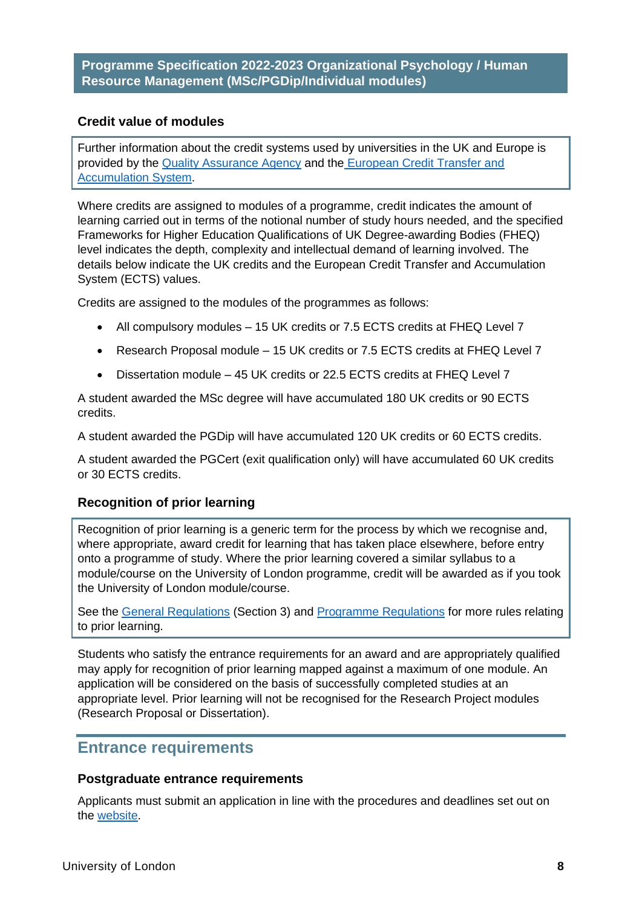## Credit value of modules

Further information about the credit systems used by universities in the UK and Europe is provided by the [Quality Assurance Agency]() and the [European Credit Transfer and Accumulation System]().

Where credits are assigned to modules of a programme, credit indicates the amount of learning carried out in terms of the notional number of study hours needed, and the specified Frameworks for Higher Education Qualifications of UK Degree-awarding Bodies (FHEQ) level indicates the depth, complexity and intellectual demand of learning involved. The details below indicate the UK credits and the European Credit Transfer and Accumulation System (ECTS) values.

Credits are assigned to the modules of the programmes as follows:

- All compulsory modules – 15 UK credits or 7.5 ECTS credits at FHEQ Level 7
- Research Proposal module – 15 UK credits or 7.5 ECTS credits at FHEQ Level 7
- Dissertation module – 45 UK credits or 22.5 ECTS credits at FHEQ Level 7

A student awarded the MSc degree will have accumulated 180 UK credits or 90 ECTS credits.

A student awarded the PGDip will have accumulated 120 UK credits or 60 ECTS credits.

A student awarded the PGCert (exit qualification only) will have accumulated 60 UK credits or 30 ECTS credits.

## Recognition of prior learning

Recognition of prior learning is a generic term for the process by which we recognise and, where appropriate, award credit for learning that has taken place elsewhere, before entry onto a programme of study. Where the prior learning covered a similar syllabus to a module/course on the University of London programme, credit will be awarded as if you took the University of London module/course.

See the [General Regulations]() (Section 3) and [Programme Regulations]() for more rules relating to prior learning.

Students who satisfy the entrance requirements for an award and are appropriately qualified may apply for recognition of prior learning mapped against a maximum of one module. An application will be considered on the basis of successfully completed studies at an appropriate level. Prior learning will not be recognised for the Research Project modules (Research Proposal or Dissertation).

# Entrance requirements

## Postgraduate entrance requirements

Applicants must submit an application in line with the procedures and deadlines set out on the [website]().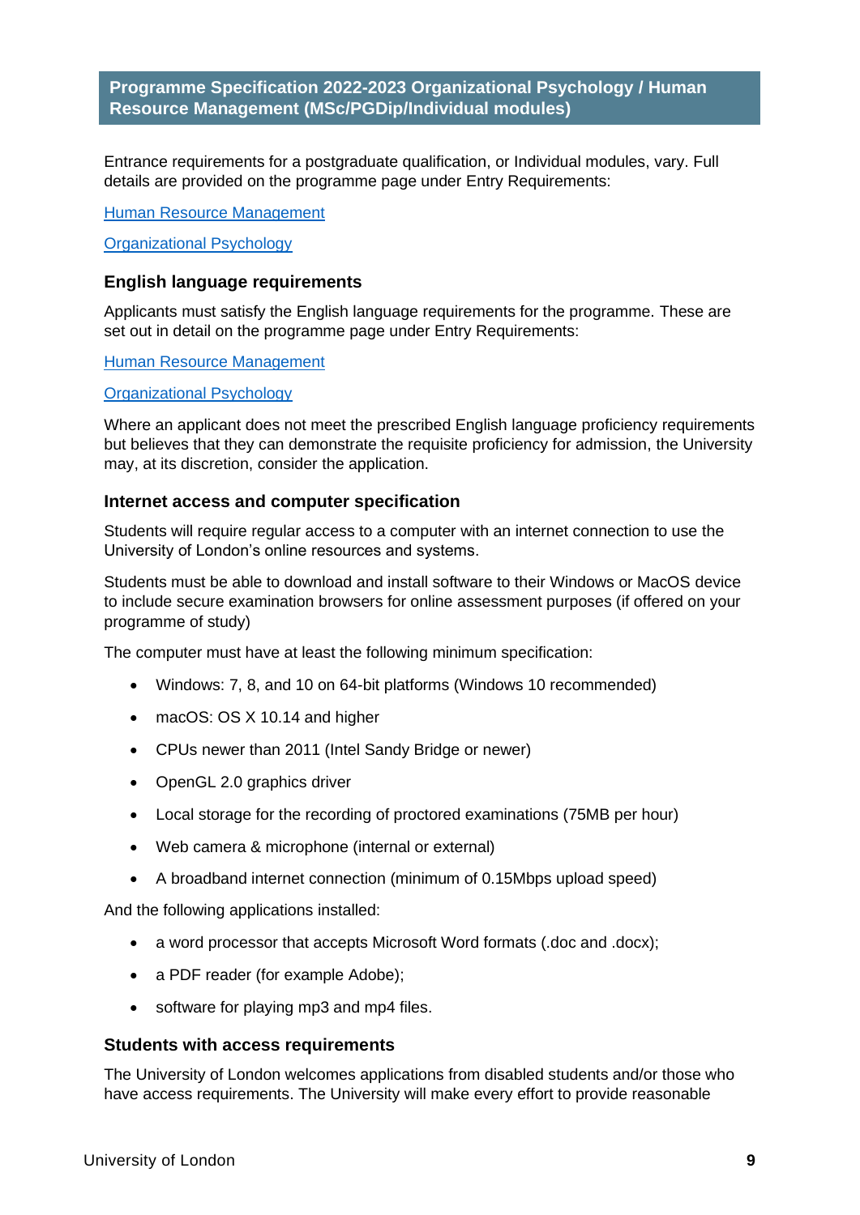## Programme Specification 2022-2023 Organizational Psychology / Human Resource Management (MSc/PGDip/Individual modules)

Entrance requirements for a postgraduate qualification, or Individual modules, vary. Full details are provided on the programme page under Entry Requirements:

[Human Resource Management]

[Organizational Psychology]

### English language requirements

Applicants must satisfy the English language requirements for the programme. These are set out in detail on the programme page under Entry Requirements:

[Human Resource Management]

[Organizational Psychology]

Where an applicant does not meet the prescribed English language proficiency requirements but believes that they can demonstrate the requisite proficiency for admission, the University may, at its discretion, consider the application.

### Internet access and computer specification

Students will require regular access to a computer with an internet connection to use the University of London's online resources and systems.

Students must be able to download and install software to their Windows or MacOS device to include secure examination browsers for online assessment purposes (if offered on your programme of study)

The computer must have at least the following minimum specification:

- Windows: 7, 8, and 10 on 64-bit platforms (Windows 10 recommended)
- macOS: OS X 10.14 and higher
- CPUs newer than 2011 (Intel Sandy Bridge or newer)
- OpenGL 2.0 graphics driver
- Local storage for the recording of proctored examinations (75MB per hour)
- Web camera & microphone (internal or external)
- A broadband internet connection (minimum of 0.15Mbps upload speed)

And the following applications installed:

- a word processor that accepts Microsoft Word formats (.doc and .docx);
- a PDF reader (for example Adobe);
- software for playing mp3 and mp4 files.

### Students with access requirements

The University of London welcomes applications from disabled students and/or those who have access requirements. The University will make every effort to provide reasonable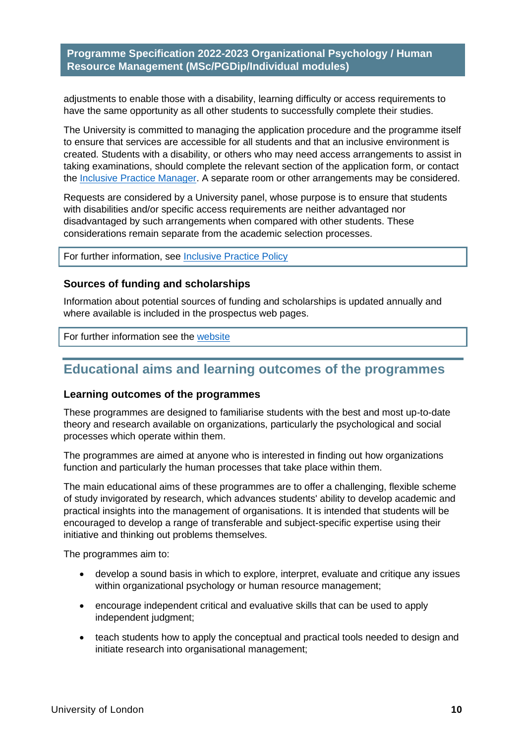adjustments to enable those with a disability, learning difficulty or access requirements to have the same opportunity as all other students to successfully complete their studies.

The University is committed to managing the application procedure and the programme itself to ensure that services are accessible for all students and that an inclusive environment is created. Students with a disability, or others who may need access arrangements to assist in taking examinations, should complete the relevant section of the application form, or contact the Inclusive Practice Manager. A separate room or other arrangements may be considered.

Requests are considered by a University panel, whose purpose is to ensure that students with disabilities and/or specific access requirements are neither advantaged nor disadvantaged by such arrangements when compared with other students. These considerations remain separate from the academic selection processes.

For further information, see Inclusive Practice Policy

### Sources of funding and scholarships

Information about potential sources of funding and scholarships is updated annually and where available is included in the prospectus web pages.

For further information see the website

## Educational aims and learning outcomes of the programmes

### Learning outcomes of the programmes

These programmes are designed to familiarise students with the best and most up-to-date theory and research available on organizations, particularly the psychological and social processes which operate within them.

The programmes are aimed at anyone who is interested in finding out how organizations function and particularly the human processes that take place within them.

The main educational aims of these programmes are to offer a challenging, flexible scheme of study invigorated by research, which advances students' ability to develop academic and practical insights into the management of organisations. It is intended that students will be encouraged to develop a range of transferable and subject-specific expertise using their initiative and thinking out problems themselves.

The programmes aim to:

- develop a sound basis in which to explore, interpret, evaluate and critique any issues within organizational psychology or human resource management;
- encourage independent critical and evaluative skills that can be used to apply independent judgment;
- teach students how to apply the conceptual and practical tools needed to design and initiate research into organisational management;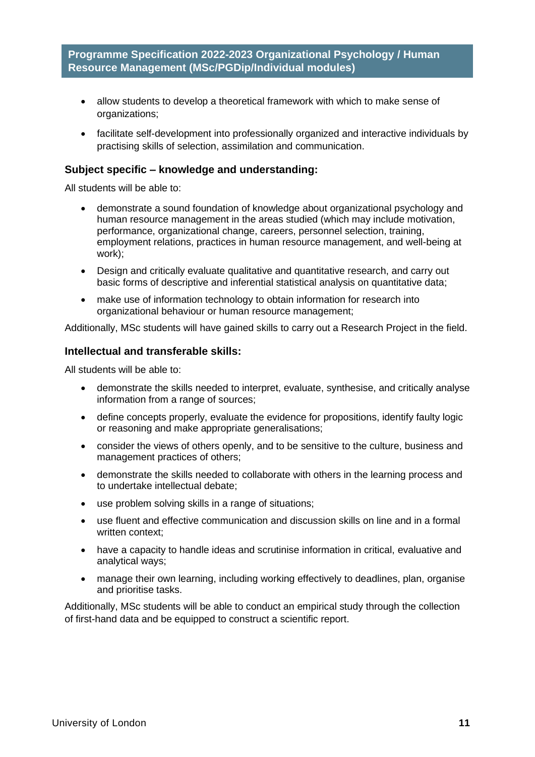- allow students to develop a theoretical framework with which to make sense of organizations;
- facilitate self-development into professionally organized and interactive individuals by practising skills of selection, assimilation and communication.

### Subject specific – knowledge and understanding:

All students will be able to:

- demonstrate a sound foundation of knowledge about organizational psychology and human resource management in the areas studied (which may include motivation, performance, organizational change, careers, personnel selection, training, employment relations, practices in human resource management, and well-being at work);
- Design and critically evaluate qualitative and quantitative research, and carry out basic forms of descriptive and inferential statistical analysis on quantitative data;
- make use of information technology to obtain information for research into organizational behaviour or human resource management;

Additionally, MSc students will have gained skills to carry out a Research Project in the field.

### Intellectual and transferable skills:

All students will be able to:

- demonstrate the skills needed to interpret, evaluate, synthesise, and critically analyse information from a range of sources;
- define concepts properly, evaluate the evidence for propositions, identify faulty logic or reasoning and make appropriate generalisations;
- consider the views of others openly, and to be sensitive to the culture, business and management practices of others;
- demonstrate the skills needed to collaborate with others in the learning process and to undertake intellectual debate;
- use problem solving skills in a range of situations;
- use fluent and effective communication and discussion skills on line and in a formal written context;
- have a capacity to handle ideas and scrutinise information in critical, evaluative and analytical ways;
- manage their own learning, including working effectively to deadlines, plan, organise and prioritise tasks.

Additionally, MSc students will be able to conduct an empirical study through the collection of first-hand data and be equipped to construct a scientific report.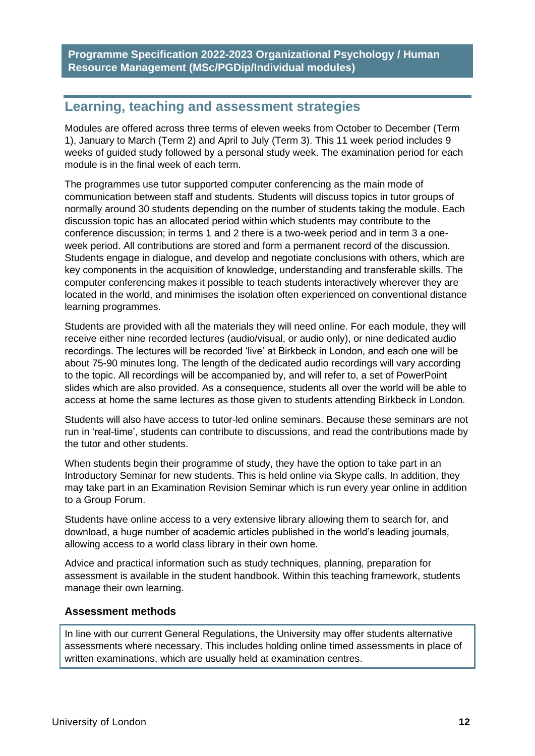## Learning, teaching and assessment strategies

Modules are offered across three terms of eleven weeks from October to December (Term 1), January to March (Term 2) and April to July (Term 3). This 11 week period includes 9 weeks of guided study followed by a personal study week. The examination period for each module is in the final week of each term.

The programmes use tutor supported computer conferencing as the main mode of communication between staff and students. Students will discuss topics in tutor groups of normally around 30 students depending on the number of students taking the module. Each discussion topic has an allocated period within which students may contribute to the conference discussion; in terms 1 and 2 there is a two-week period and in term 3 a one-week period. All contributions are stored and form a permanent record of the discussion. Students engage in dialogue, and develop and negotiate conclusions with others, which are key components in the acquisition of knowledge, understanding and transferable skills. The computer conferencing makes it possible to teach students interactively wherever they are located in the world, and minimises the isolation often experienced on conventional distance learning programmes.

Students are provided with all the materials they will need online. For each module, they will receive either nine recorded lectures (audio/visual, or audio only), or nine dedicated audio recordings. The lectures will be recorded 'live' at Birkbeck in London, and each one will be about 75-90 minutes long. The length of the dedicated audio recordings will vary according to the topic. All recordings will be accompanied by, and will refer to, a set of PowerPoint slides which are also provided. As a consequence, students all over the world will be able to access at home the same lectures as those given to students attending Birkbeck in London.

Students will also have access to tutor-led online seminars. Because these seminars are not run in 'real-time', students can contribute to discussions, and read the contributions made by the tutor and other students.

When students begin their programme of study, they have the option to take part in an Introductory Seminar for new students. This is held online via Skype calls. In addition, they may take part in an Examination Revision Seminar which is run every year online in addition to a Group Forum.

Students have online access to a very extensive library allowing them to search for, and download, a huge number of academic articles published in the world's leading journals, allowing access to a world class library in their own home.

Advice and practical information such as study techniques, planning, preparation for assessment is available in the student handbook. Within this teaching framework, students manage their own learning.

### Assessment methods

In line with our current General Regulations, the University may offer students alternative assessments where necessary. This includes holding online timed assessments in place of written examinations, which are usually held at examination centres.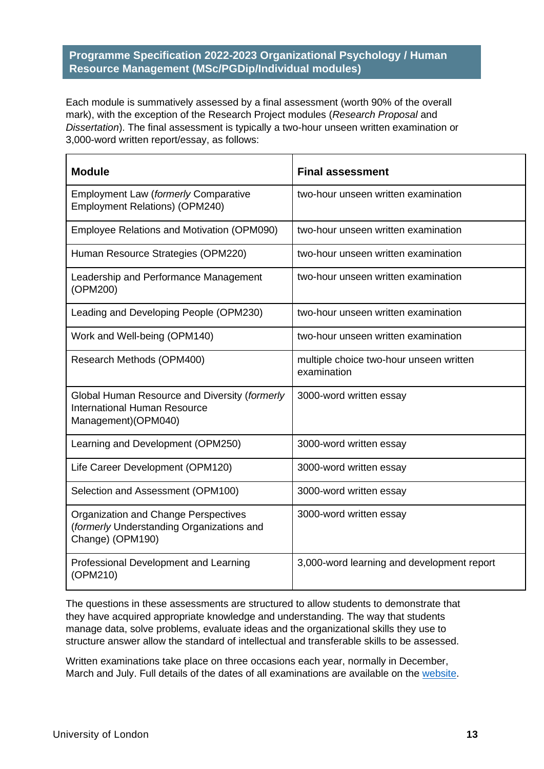Each module is summatively assessed by a final assessment (worth 90% of the overall mark), with the exception of the Research Project modules (*Research Proposal* and *Dissertation*). The final assessment is typically a two-hour unseen written examination or 3,000-word written report/essay, as follows:

| Module | Final assessment |
|---|---|
| Employment Law (*formerly* Comparative Employment Relations) (OPM240) | two-hour unseen written examination |
| Employee Relations and Motivation (OPM090) | two-hour unseen written examination |
| Human Resource Strategies (OPM220) | two-hour unseen written examination |
| Leadership and Performance Management (OPM200) | two-hour unseen written examination |
| Leading and Developing People (OPM230) | two-hour unseen written examination |
| Work and Well-being (OPM140) | two-hour unseen written examination |
| Research Methods (OPM400) | multiple choice two-hour unseen written examination |
| Global Human Resource and Diversity (*formerly* International Human Resource Management)(OPM040) | 3000-word written essay |
| Learning and Development (OPM250) | 3000-word written essay |
| Life Career Development (OPM120) | 3000-word written essay |
| Selection and Assessment (OPM100) | 3000-word written essay |
| Organization and Change Perspectives (*formerly* Understanding Organizations and Change) (OPM190) | 3000-word written essay |
| Professional Development and Learning (OPM210) | 3,000-word learning and development report |

The questions in these assessments are structured to allow students to demonstrate that they have acquired appropriate knowledge and understanding. The way that students manage data, solve problems, evaluate ideas and the organizational skills they use to structure answer allow the standard of intellectual and transferable skills to be assessed.

Written examinations take place on three occasions each year, normally in December, March and July. Full details of the dates of all examinations are available on the website.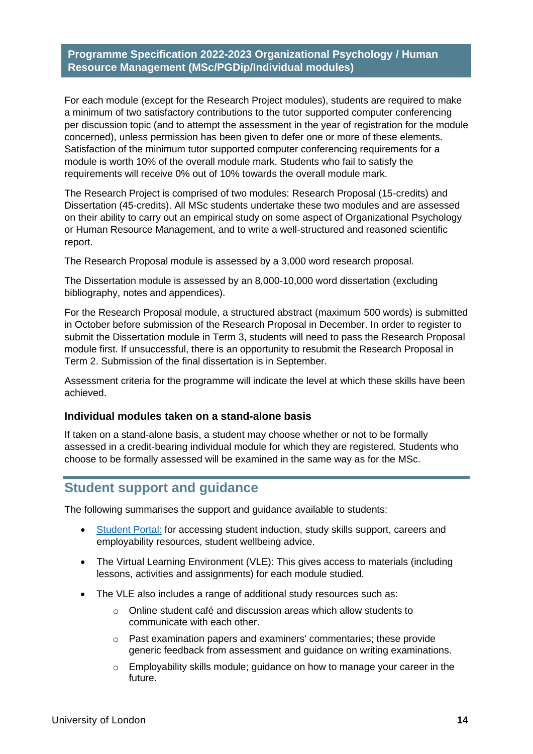For each module (except for the Research Project modules), students are required to make a minimum of two satisfactory contributions to the tutor supported computer conferencing per discussion topic (and to attempt the assessment in the year of registration for the module concerned), unless permission has been given to defer one or more of these elements. Satisfaction of the minimum tutor supported computer conferencing requirements for a module is worth 10% of the overall module mark. Students who fail to satisfy the requirements will receive 0% out of 10% towards the overall module mark.

The Research Project is comprised of two modules: Research Proposal (15-credits) and Dissertation (45-credits). All MSc students undertake these two modules and are assessed on their ability to carry out an empirical study on some aspect of Organizational Psychology or Human Resource Management, and to write a well-structured and reasoned scientific report.

The Research Proposal module is assessed by a 3,000 word research proposal.

The Dissertation module is assessed by an 8,000-10,000 word dissertation (excluding bibliography, notes and appendices).

For the Research Proposal module, a structured abstract (maximum 500 words) is submitted in October before submission of the Research Proposal in December. In order to register to submit the Dissertation module in Term 3, students will need to pass the Research Proposal module first. If unsuccessful, there is an opportunity to resubmit the Research Proposal in Term 2. Submission of the final dissertation is in September.

Assessment criteria for the programme will indicate the level at which these skills have been achieved.

### Individual modules taken on a stand-alone basis

If taken on a stand-alone basis, a student may choose whether or not to be formally assessed in a credit-bearing individual module for which they are registered. Students who choose to be formally assessed will be examined in the same way as for the MSc.

## Student support and guidance

The following summarises the support and guidance available to students:

- Student Portal: for accessing student induction, study skills support, careers and employability resources, student wellbeing advice.
- The Virtual Learning Environment (VLE): This gives access to materials (including lessons, activities and assignments) for each module studied.
- The VLE also includes a range of additional study resources such as:
  - Online student café and discussion areas which allow students to communicate with each other.
  - Past examination papers and examiners' commentaries; these provide generic feedback from assessment and guidance on writing examinations.
  - Employability skills module; guidance on how to manage your career in the future.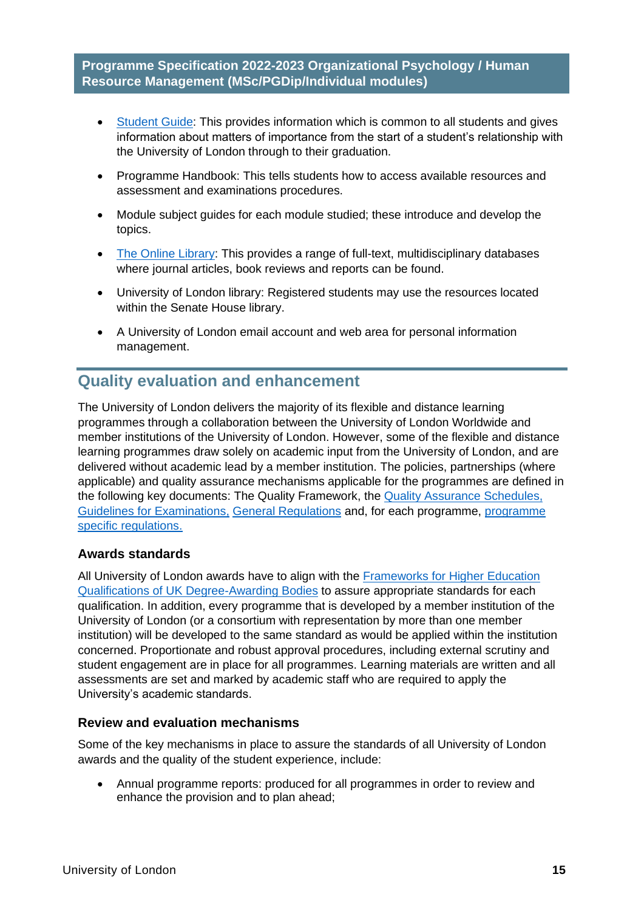- Student Guide: This provides information which is common to all students and gives information about matters of importance from the start of a student's relationship with the University of London through to their graduation.
- Programme Handbook: This tells students how to access available resources and assessment and examinations procedures.
- Module subject guides for each module studied; these introduce and develop the topics.
- The Online Library: This provides a range of full-text, multidisciplinary databases where journal articles, book reviews and reports can be found.
- University of London library: Registered students may use the resources located within the Senate House library.
- A University of London email account and web area for personal information management.

## Quality evaluation and enhancement

The University of London delivers the majority of its flexible and distance learning programmes through a collaboration between the University of London Worldwide and member institutions of the University of London. However, some of the flexible and distance learning programmes draw solely on academic input from the University of London, and are delivered without academic lead by a member institution. The policies, partnerships (where applicable) and quality assurance mechanisms applicable for the programmes are defined in the following key documents: The Quality Framework, the Quality Assurance Schedules, Guidelines for Examinations, General Regulations and, for each programme, programme specific regulations.

### Awards standards

All University of London awards have to align with the Frameworks for Higher Education Qualifications of UK Degree-Awarding Bodies to assure appropriate standards for each qualification. In addition, every programme that is developed by a member institution of the University of London (or a consortium with representation by more than one member institution) will be developed to the same standard as would be applied within the institution concerned. Proportionate and robust approval procedures, including external scrutiny and student engagement are in place for all programmes. Learning materials are written and all assessments are set and marked by academic staff who are required to apply the University's academic standards.

### Review and evaluation mechanisms

Some of the key mechanisms in place to assure the standards of all University of London awards and the quality of the student experience, include:

- Annual programme reports: produced for all programmes in order to review and enhance the provision and to plan ahead;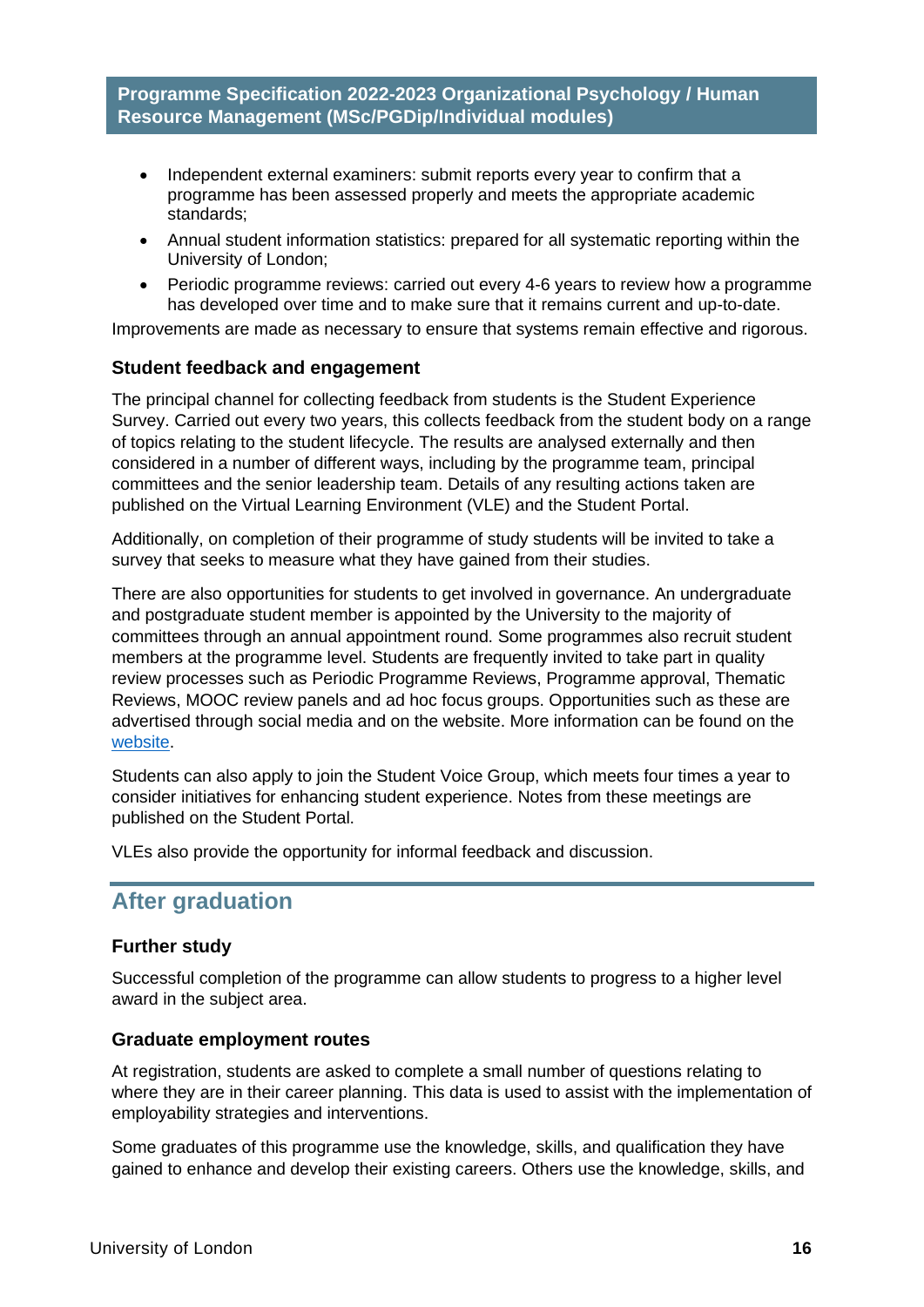- Independent external examiners: submit reports every year to confirm that a programme has been assessed properly and meets the appropriate academic standards;
- Annual student information statistics: prepared for all systematic reporting within the University of London;
- Periodic programme reviews: carried out every 4-6 years to review how a programme has developed over time and to make sure that it remains current and up-to-date.

Improvements are made as necessary to ensure that systems remain effective and rigorous.

### Student feedback and engagement

The principal channel for collecting feedback from students is the Student Experience Survey. Carried out every two years, this collects feedback from the student body on a range of topics relating to the student lifecycle. The results are analysed externally and then considered in a number of different ways, including by the programme team, principal committees and the senior leadership team. Details of any resulting actions taken are published on the Virtual Learning Environment (VLE) and the Student Portal.

Additionally, on completion of their programme of study students will be invited to take a survey that seeks to measure what they have gained from their studies.

There are also opportunities for students to get involved in governance. An undergraduate and postgraduate student member is appointed by the University to the majority of committees through an annual appointment round. Some programmes also recruit student members at the programme level. Students are frequently invited to take part in quality review processes such as Periodic Programme Reviews, Programme approval, Thematic Reviews, MOOC review panels and ad hoc focus groups. Opportunities such as these are advertised through social media and on the website. More information can be found on the [website](website).

Students can also apply to join the Student Voice Group, which meets four times a year to consider initiatives for enhancing student experience. Notes from these meetings are published on the Student Portal.

VLEs also provide the opportunity for informal feedback and discussion.

## After graduation

### Further study

Successful completion of the programme can allow students to progress to a higher level award in the subject area.

### Graduate employment routes

At registration, students are asked to complete a small number of questions relating to where they are in their career planning. This data is used to assist with the implementation of employability strategies and interventions.

Some graduates of this programme use the knowledge, skills, and qualification they have gained to enhance and develop their existing careers. Others use the knowledge, skills, and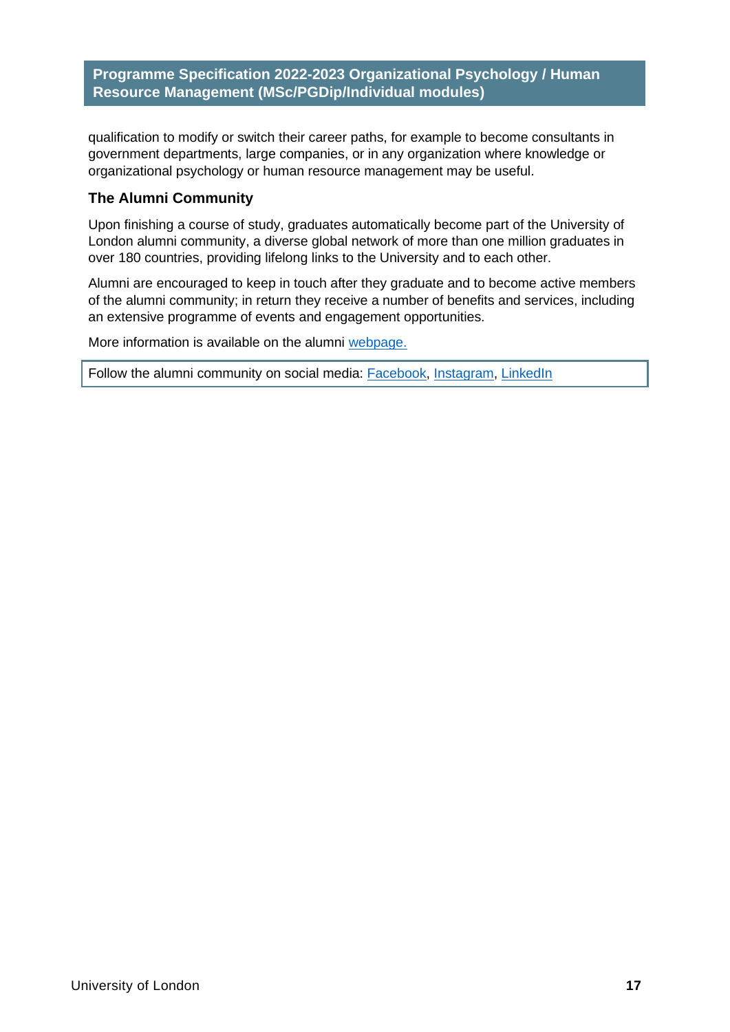qualification to modify or switch their career paths, for example to become consultants in government departments, large companies, or in any organization where knowledge or organizational psychology or human resource management may be useful.

### The Alumni Community

Upon finishing a course of study, graduates automatically become part of the University of London alumni community, a diverse global network of more than one million graduates in over 180 countries, providing lifelong links to the University and to each other.

Alumni are encouraged to keep in touch after they graduate and to become active members of the alumni community; in return they receive a number of benefits and services, including an extensive programme of events and engagement opportunities.

More information is available on the alumni webpage.

Follow the alumni community on social media: Facebook, Instagram, LinkedIn